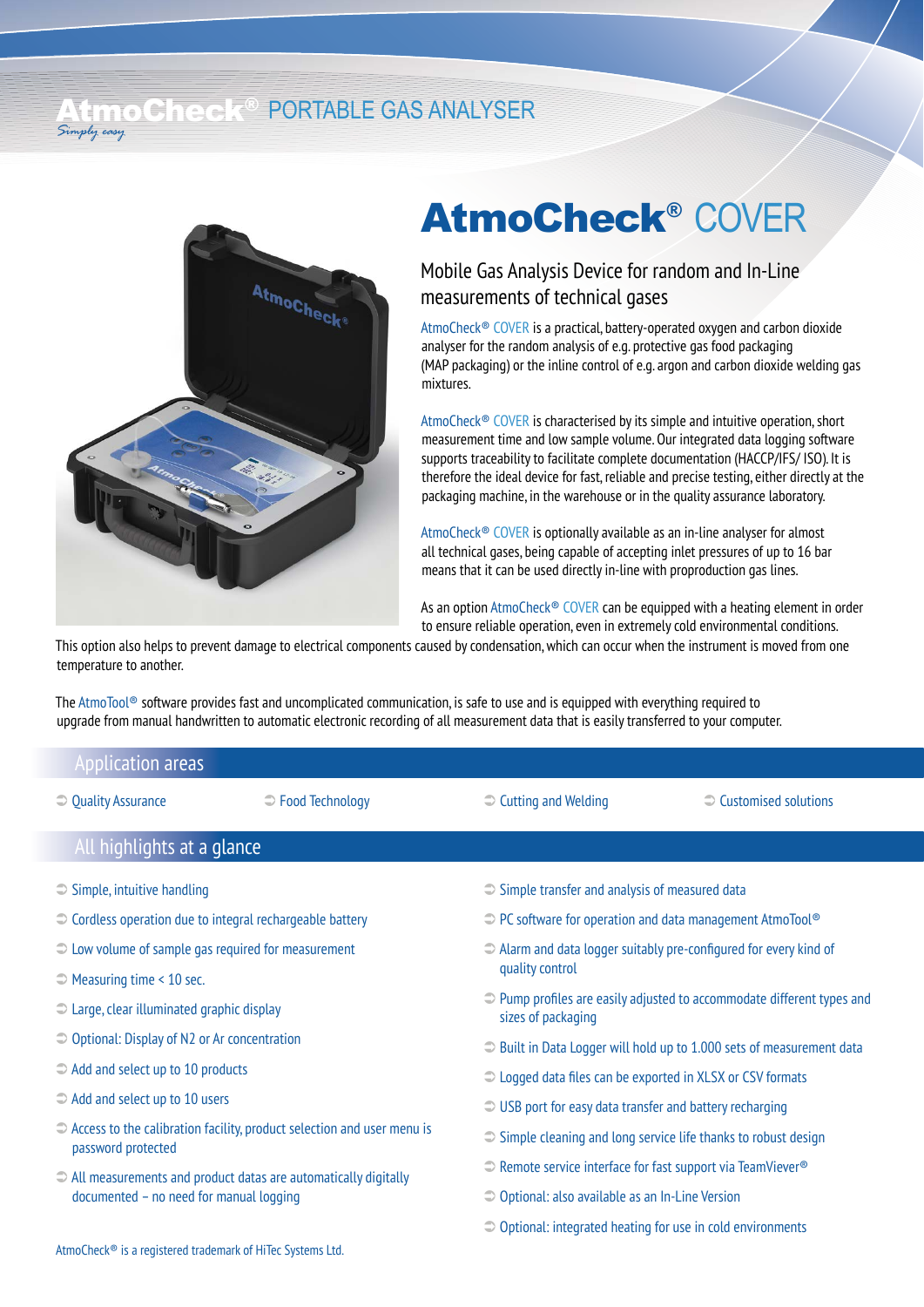# AtmoCheck® PORTABLE GAS ANALYSER

*Simply easy*

# AtmoCheck® COVER

## Mobile Gas Analysis Device for random and In-Line measurements of technical gases

AtmoCheck® COVER is a practical, battery-operated oxygen and carbon dioxide analyser for the random analysis of e.g. protective gas food packaging (MAP packaging) or the inline control of e.g. argon and carbon dioxide welding gas mixtures.

AtmoCheck® COVER is characterised by its simple and intuitive operation, short measurement time and low sample volume. Our integrated data logging software supports traceability to facilitate complete documentation (HACCP/IFS/ ISO). It is therefore the ideal device for fast, reliable and precise testing, either directly at the packaging machine, in the warehouse or in the quality assurance laboratory.

AtmoCheck® COVER is optionally available as an in-line analyser for almost all technical gases, being capable of accepting inlet pressures of up to 16 bar means that it can be used directly in-line with proproduction gas lines.

As an option AtmoCheck® COVER can be equipped with a heating element in order to ensure reliable operation, even in extremely cold environmental conditions. This option also helps to prevent damage to electrical components caused by condensation, which can occur when the instrument is moved from one temperature to another.

The AtmoTool® software provides fast and uncomplicated communication, is safe to use and is equipped with everything required to upgrade from manual handwritten to automatic electronic recording of all measurement data that is easily transferred to your computer.

## Application areas

- Quality Assurance
- Food Technology
- Cutting and Welding
- Customised solutions

## All highlights at a glance

- Simple, intuitive handling
- Cordless operation due to integral rechargeable battery
- Low volume of sample gas required for measurement
- Measuring time < 10 sec.
- Large, clear illuminated graphic display
- Optional: Display of N2 or Ar concentration
- Add and select up to 10 products
- Add and select up to 10 users
- Access to the calibration facility, product selection and user menu is password protected
- All measurements and product datas are automatically digitally documented – no need for manual logging
- Simple transfer and analysis of measured data
- PC software for operation and data management AtmoTool®
- Alarm and data logger suitably pre-configured for every kind of quality control
- Pump profiles are easily adjusted to accommodate different types and sizes of packaging
- Built in Data Logger will hold up to 1.000 sets of measurement data
- Logged data files can be exported in XLSX or CSV formats
- USB port for easy data transfer and battery recharging
- Simple cleaning and long service life thanks to robust design
- Remote service interface for fast support via TeamViever®
- Optional: also available as an In-Line Version
- Optional: integrated heating for use in cold environments

AtmoCheck® is a registered trademark of HiTec Systems Ltd.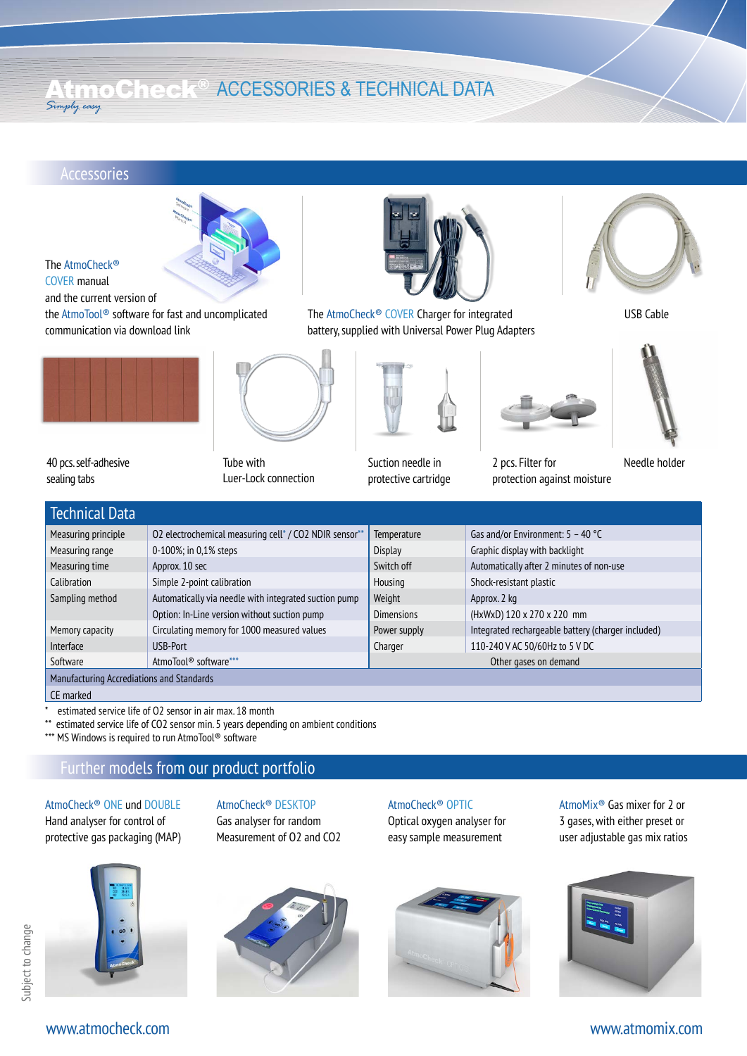# AtmoCheck® ACCESSORIES & TECHNICAL DATA

*Simply easy*

## Accessories

The AtmoCheck® COVER manual and the current version of the AtmoTool® software for fast and uncomplicated communication via download link

The AtmoCheck® COVER Charger for integrated battery, supplied with Universal Power Plug Adapters

USB Cable

40 pcs. self-adhesive sealing tabs

Tube with Luer-Lock connection

Suction needle in protective cartridge

2 pcs. Filter for protection against moisture

Needle holder

## Technical Data

| | | | |
|---|---|---|---|
| Measuring principle | O2 electrochemical measuring cell* / CO2 NDIR sensor** | Temperature | Gas and/or Environment: 5 – 40 °C |
| Measuring range | 0-100%; in 0,1% steps | Display | Graphic display with backlight |
| Measuring time | Approx. 10 sec | Switch off | Automatically after 2 minutes of non-use |
| Calibration | Simple 2-point calibration | Housing | Shock-resistant plastic |
| Sampling method | Automatically via needle with integrated suction pump | Weight | Approx. 2 kg |
| | Option: In-Line version without suction pump | Dimensions | (HxWxD) 120 x 270 x 220 mm |
| Memory capacity | Circulating memory for 1000 measured values | Power supply | Integrated rechargeable battery (charger included) |
| Interface | USB-Port | Charger | 110-240 V AC 50/60Hz to 5 V DC |
| Software | AtmoTool® software*** | Other gases on demand | |
| Manufacturing Accreditations and Standards | | | |
| CE marked | | | |

\* estimated service life of O2 sensor in air max. 18 month

\*\* estimated service life of CO2 sensor min. 5 years depending on ambient conditions

\*\*\* MS Windows is required to run AtmoTool® software

## Further models from our product portfolio

**AtmoCheck® ONE und DOUBLE**
Hand analyser for control of protective gas packaging (MAP)

**AtmoCheck® DESKTOP**
Gas analyser for random Measurement of O2 and CO2

**AtmoCheck® OPTIC**
Optical oxygen analyser for easy sample measurement

**AtmoMix® Gas mixer for 2 or 3 gases**, with either preset or user adjustable gas mix ratios

Subject to change

www.atmocheck.com

www.atmomix.com